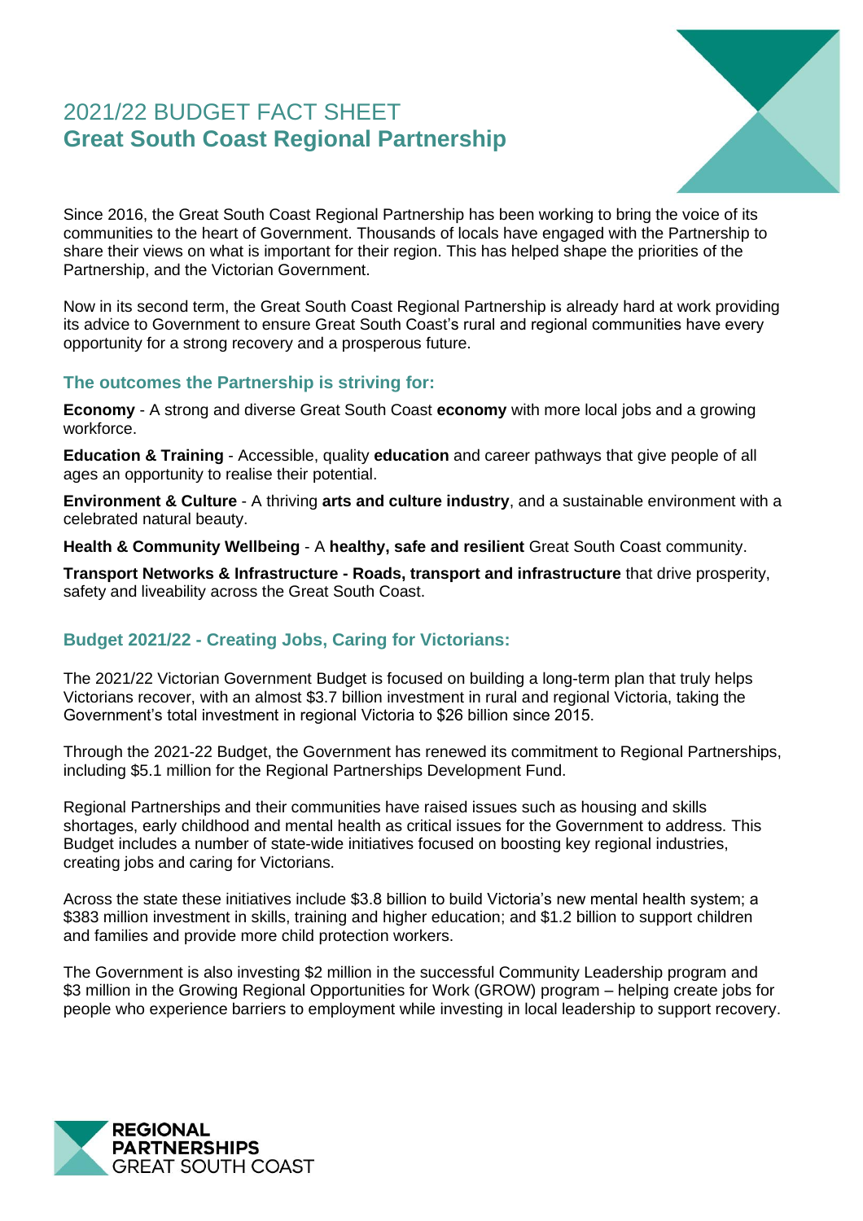# 2021/22 BUDGET FACT SHEET
## Great South Coast Regional Partnership

Since 2016, the Great South Coast Regional Partnership has been working to bring the voice of its communities to the heart of Government. Thousands of locals have engaged with the Partnership to share their views on what is important for their region. This has helped shape the priorities of the Partnership, and the Victorian Government.

Now in its second term, the Great South Coast Regional Partnership is already hard at work providing its advice to Government to ensure Great South Coast's rural and regional communities have every opportunity for a strong recovery and a prosperous future.

### The outcomes the Partnership is striving for:

**Economy** - A strong and diverse Great South Coast **economy** with more local jobs and a growing workforce.

**Education & Training** - Accessible, quality **education** and career pathways that give people of all ages an opportunity to realise their potential.

**Environment & Culture** - A thriving **arts and culture industry**, and a sustainable environment with a celebrated natural beauty.

**Health & Community Wellbeing** - A **healthy, safe and resilient** Great South Coast community.

**Transport Networks & Infrastructure - Roads, transport and infrastructure** that drive prosperity, safety and liveability across the Great South Coast.

### Budget 2021/22 - Creating Jobs, Caring for Victorians:

The 2021/22 Victorian Government Budget is focused on building a long-term plan that truly helps Victorians recover, with an almost $3.7 billion investment in rural and regional Victoria, taking the Government's total investment in regional Victoria to $26 billion since 2015.

Through the 2021-22 Budget, the Government has renewed its commitment to Regional Partnerships, including $5.1 million for the Regional Partnerships Development Fund.

Regional Partnerships and their communities have raised issues such as housing and skills shortages, early childhood and mental health as critical issues for the Government to address. This Budget includes a number of state-wide initiatives focused on boosting key regional industries, creating jobs and caring for Victorians.

Across the state these initiatives include $3.8 billion to build Victoria's new mental health system; a $383 million investment in skills, training and higher education; and $1.2 billion to support children and families and provide more child protection workers.

The Government is also investing $2 million in the successful Community Leadership program and $3 million in the Growing Regional Opportunities for Work (GROW) program – helping create jobs for people who experience barriers to employment while investing in local leadership to support recovery.

REGIONAL PARTNERSHIPS GREAT SOUTH COAST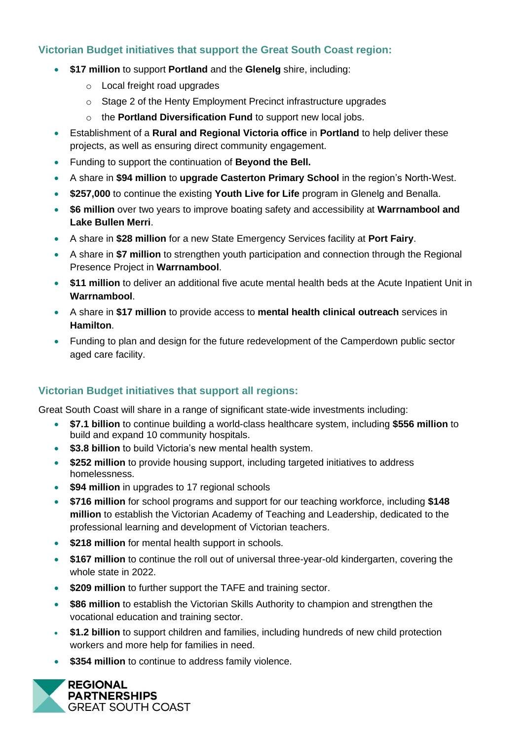## Victorian Budget initiatives that support the Great South Coast region:

- **$17 million** to support **Portland** and the **Glenelg** shire, including:
  - Local freight road upgrades
  - Stage 2 of the Henty Employment Precinct infrastructure upgrades
  - the **Portland Diversification Fund** to support new local jobs.
- Establishment of a **Rural and Regional Victoria office** in **Portland** to help deliver these projects, as well as ensuring direct community engagement.
- Funding to support the continuation of **Beyond the Bell.**
- A share in **$94 million** to **upgrade Casterton Primary School** in the region's North-West.
- **$257,000** to continue the existing **Youth Live for Life** program in Glenelg and Benalla.
- **$6 million** over two years to improve boating safety and accessibility at **Warrnambool and Lake Bullen Merri**.
- A share in **$28 million** for a new State Emergency Services facility at **Port Fairy**.
- A share in **$7 million** to strengthen youth participation and connection through the Regional Presence Project in **Warrnambool**.
- **$11 million** to deliver an additional five acute mental health beds at the Acute Inpatient Unit in **Warrnambool**.
- A share in **$17 million** to provide access to **mental health clinical outreach** services in **Hamilton**.
- Funding to plan and design for the future redevelopment of the Camperdown public sector aged care facility.

## Victorian Budget initiatives that support all regions:

Great South Coast will share in a range of significant state-wide investments including:

- **$7.1 billion** to continue building a world-class healthcare system, including **$556 million** to build and expand 10 community hospitals.
- **$3.8 billion** to build Victoria's new mental health system.
- **$252 million** to provide housing support, including targeted initiatives to address homelessness.
- **$94 million** in upgrades to 17 regional schools
- **$716 million** for school programs and support for our teaching workforce, including **$148 million** to establish the Victorian Academy of Teaching and Leadership, dedicated to the professional learning and development of Victorian teachers.
- **$218 million** for mental health support in schools.
- **$167 million** to continue the roll out of universal three-year-old kindergarten, covering the whole state in 2022.
- **$209 million** to further support the TAFE and training sector.
- **$86 million** to establish the Victorian Skills Authority to champion and strengthen the vocational education and training sector.
- **$1.2 billion** to support children and families, including hundreds of new child protection workers and more help for families in need.
- **$354 million** to continue to address family violence.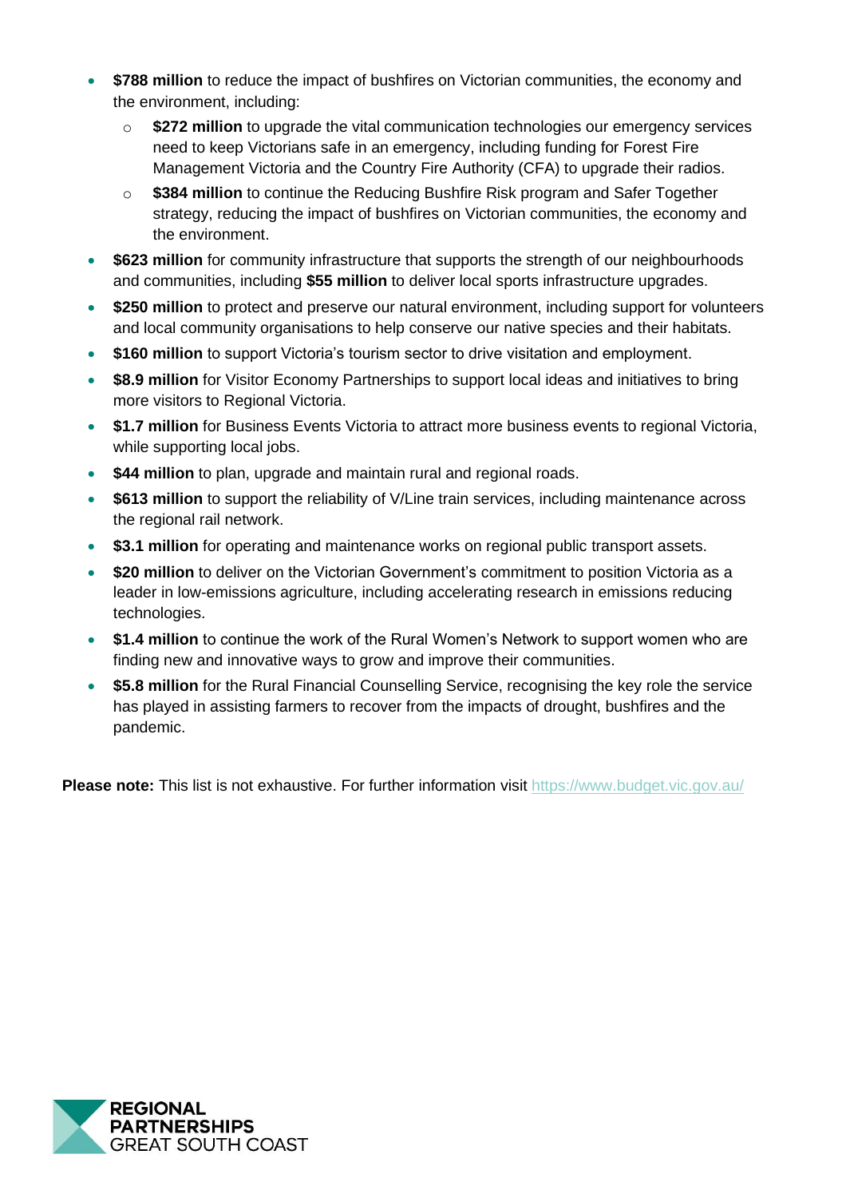- **$788 million** to reduce the impact of bushfires on Victorian communities, the economy and the environment, including:
  - **$272 million** to upgrade the vital communication technologies our emergency services need to keep Victorians safe in an emergency, including funding for Forest Fire Management Victoria and the Country Fire Authority (CFA) to upgrade their radios.
  - **$384 million** to continue the Reducing Bushfire Risk program and Safer Together strategy, reducing the impact of bushfires on Victorian communities, the economy and the environment.
- **$623 million** for community infrastructure that supports the strength of our neighbourhoods and communities, including **$55 million** to deliver local sports infrastructure upgrades.
- **$250 million** to protect and preserve our natural environment, including support for volunteers and local community organisations to help conserve our native species and their habitats.
- **$160 million** to support Victoria's tourism sector to drive visitation and employment.
- **$8.9 million** for Visitor Economy Partnerships to support local ideas and initiatives to bring more visitors to Regional Victoria.
- **$1.7 million** for Business Events Victoria to attract more business events to regional Victoria, while supporting local jobs.
- **$44 million** to plan, upgrade and maintain rural and regional roads.
- **$613 million** to support the reliability of V/Line train services, including maintenance across the regional rail network.
- **$3.1 million** for operating and maintenance works on regional public transport assets.
- **$20 million** to deliver on the Victorian Government's commitment to position Victoria as a leader in low-emissions agriculture, including accelerating research in emissions reducing technologies.
- **$1.4 million** to continue the work of the Rural Women's Network to support women who are finding new and innovative ways to grow and improve their communities.
- **$5.8 million** for the Rural Financial Counselling Service, recognising the key role the service has played in assisting farmers to recover from the impacts of drought, bushfires and the pandemic.

**Please note:** This list is not exhaustive. For further information visit https://www.budget.vic.gov.au/

REGIONAL PARTNERSHIPS
GREAT SOUTH COAST